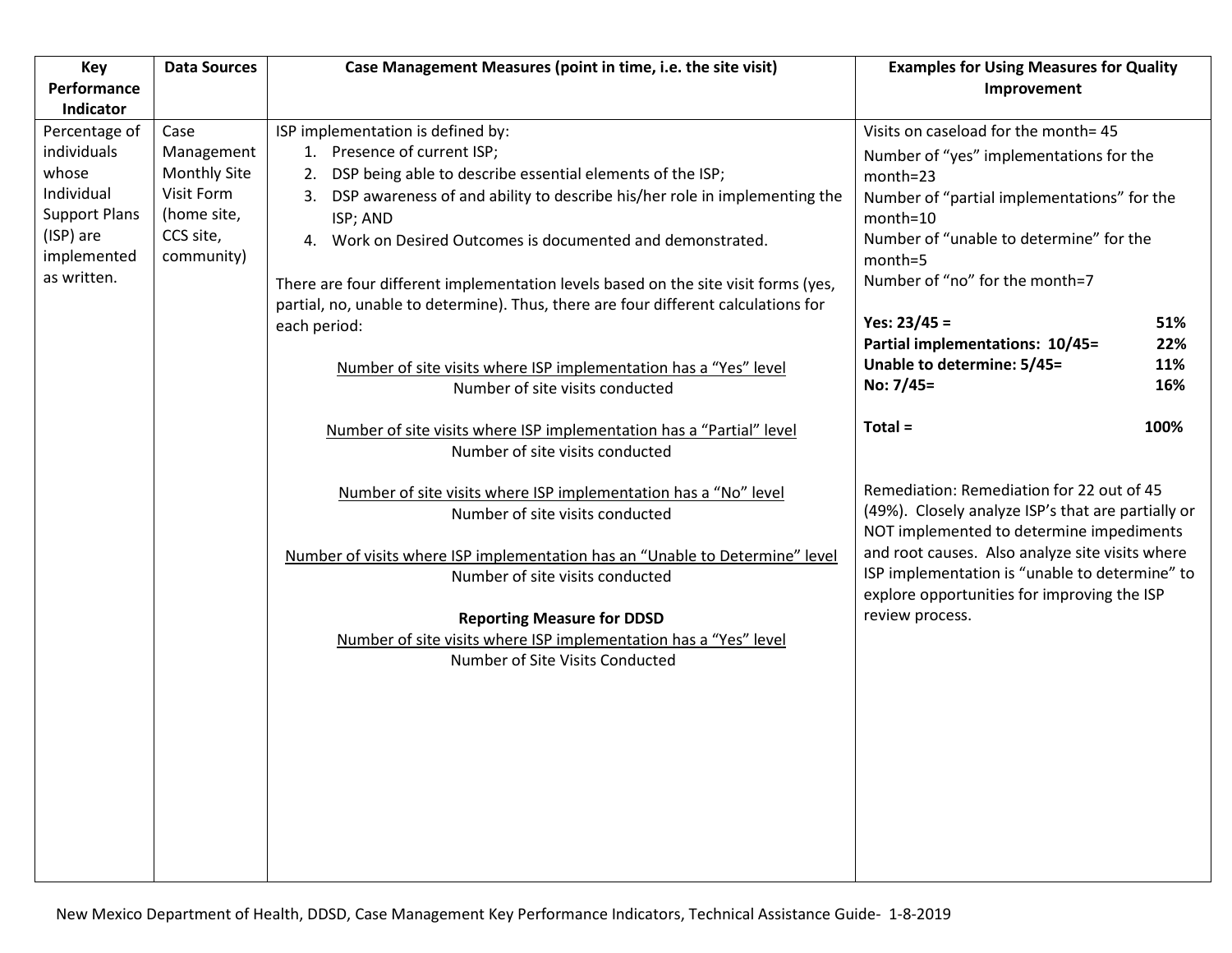| Key Performance Indicator | Data Sources | Case Management Measures (point in time, i.e. the site visit) | Examples for Using Measures for Quality Improvement |
|---|---|---|---|
| Percentage of individuals whose Individual Support Plans (ISP) are implemented as written. | Case Management Monthly Site Visit Form (home site, CCS site, community) | ISP implementation is defined by:<br>1. Presence of current ISP;<br>2. DSP being able to describe essential elements of the ISP;<br>3. DSP awareness of and ability to describe his/her role in implementing the ISP; AND<br>4. Work on Desired Outcomes is documented and demonstrated.<br><br>There are four different implementation levels based on the site visit forms (yes, partial, no, unable to determine). Thus, there are four different calculations for each period:<br><br>$\frac{\text{Number of site visits where ISP implementation has a "Yes" level}}{\text{Number of site visits conducted}}$<br><br>$\frac{\text{Number of site visits where ISP implementation has a "Partial" level}}{\text{Number of site visits conducted}}$<br><br>$\frac{\text{Number of site visits where ISP implementation has a "No" level}}{\text{Number of site visits conducted}}$<br><br>$\frac{\text{Number of visits where ISP implementation has an "Unable to Determine" level}}{\text{Number of site visits conducted}}$<br><br>**Reporting Measure for DDSD**<br>$\frac{\text{Number of site visits where ISP implementation has a "Yes" level}}{\text{Number of Site Visits Conducted}}$ | Visits on caseload for the month= 45<br>Number of "yes" implementations for the month=23<br>Number of "partial implementations" for the month=10<br>Number of "unable to determine" for the month=5<br>Number of "no" for the month=7<br><br>**Yes: 23/45 = 51%**<br>**Partial implementations: 10/45= 22%**<br>**Unable to determine: 5/45= 11%**<br>**No: 7/45= 16%**<br><br>**Total = 100%**<br><br>Remediation: Remediation for 22 out of 45 (49%). Closely analyze ISP's that are partially or NOT implemented to determine impediments and root causes. Also analyze site visits where ISP implementation is "unable to determine" to explore opportunities for improving the ISP review process. |

New Mexico Department of Health, DDSD, Case Management Key Performance Indicators, Technical Assistance Guide- 1-8-2019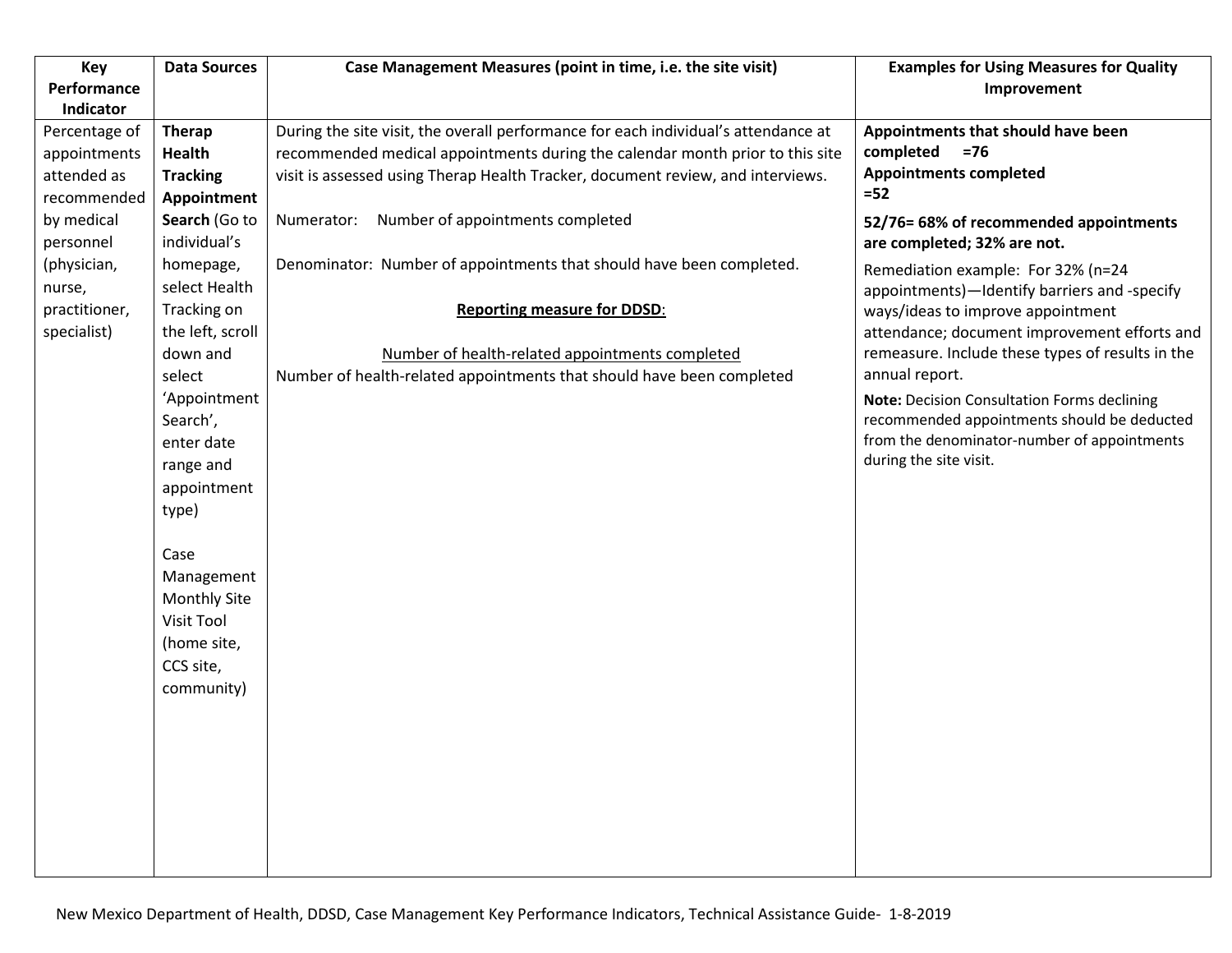| Key Performance Indicator | Data Sources | Case Management Measures (point in time, i.e. the site visit) | Examples for Using Measures for Quality Improvement |
|---|---|---|---|
| Percentage of appointments attended as recommended by medical personnel (physician, nurse, practitioner, specialist) | **Therap Health Tracking Appointment Search** (Go to individual's homepage, select Health Tracking on the left, scroll down and select 'Appointment Search', enter date range and appointment type)<br><br>Case Management Monthly Site Visit Tool (home site, CCS site, community) | During the site visit, the overall performance for each individual's attendance at recommended medical appointments during the calendar month prior to this site visit is assessed using Therap Health Tracker, document review, and interviews.<br><br>Numerator: Number of appointments completed<br><br>Denominator: Number of appointments that should have been completed.<br><br><u>**Reporting measure for DDSD**</u>:<br><br><u>Number of health-related appointments completed</u><br>Number of health-related appointments that should have been completed | **Appointments that should have been completed =76**<br>**Appointments completed =52**<br><br>**52/76= 68% of recommended appointments are completed; 32% are not.**<br><br>Remediation example: For 32% (n=24 appointments)—Identify barriers and -specify ways/ideas to improve appointment attendance; document improvement efforts and remeasure. Include these types of results in the annual report.<br><br>**Note:** Decision Consultation Forms declining recommended appointments should be deducted from the denominator-number of appointments during the site visit. |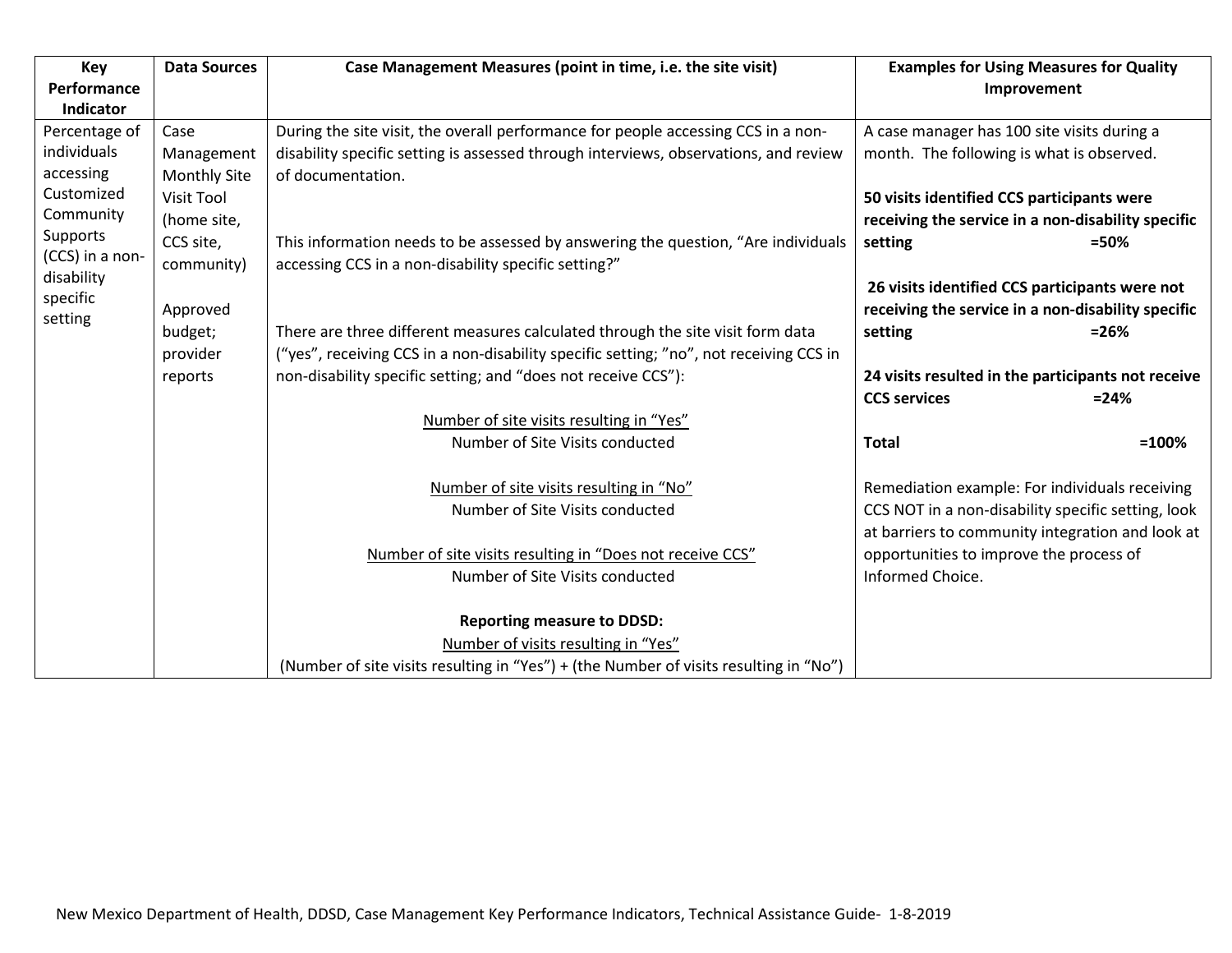| Key Performance Indicator | Data Sources | Case Management Measures (point in time, i.e. the site visit) | Examples for Using Measures for Quality Improvement |
|---|---|---|---|
| Percentage of individuals accessing Customized Community Supports (CCS) in a non-disability specific setting | Case Management Monthly Site Visit Tool (home site, CCS site, community)<br><br>Approved budget; provider reports | During the site visit, the overall performance for people accessing CCS in a non-disability specific setting is assessed through interviews, observations, and review of documentation.<br><br>This information needs to be assessed by answering the question, "Are individuals accessing CCS in a non-disability specific setting?"<br><br>There are three different measures calculated through the site visit form data ("yes", receiving CCS in a non-disability specific setting; "no", not receiving CCS in non-disability specific setting; and "does not receive CCS"):<br><br>$\frac{\text{Number of site visits resulting in "Yes"}}{\text{Number of Site Visits conducted}}$<br><br>$\frac{\text{Number of site visits resulting in "No"}}{\text{Number of Site Visits conducted}}$<br><br>$\frac{\text{Number of site visits resulting in "Does not receive CCS"}}{\text{Number of Site Visits conducted}}$<br><br>**Reporting measure to DDSD:**<br>$\frac{\text{Number of visits resulting in "Yes"}}{\text{(Number of site visits resulting in "Yes") + (the Number of visits resulting in "No")}}$ | A case manager has 100 site visits during a month. The following is what is observed.<br><br>**50 visits identified CCS participants were receiving the service in a non-disability specific setting =50%**<br><br>**26 visits identified CCS participants were not receiving the service in a non-disability specific setting =26%**<br><br>**24 visits resulted in the participants not receive CCS services =24%**<br><br>**Total =100%**<br><br>Remediation example: For individuals receiving CCS NOT in a non-disability specific setting, look at barriers to community integration and look at opportunities to improve the process of Informed Choice. |